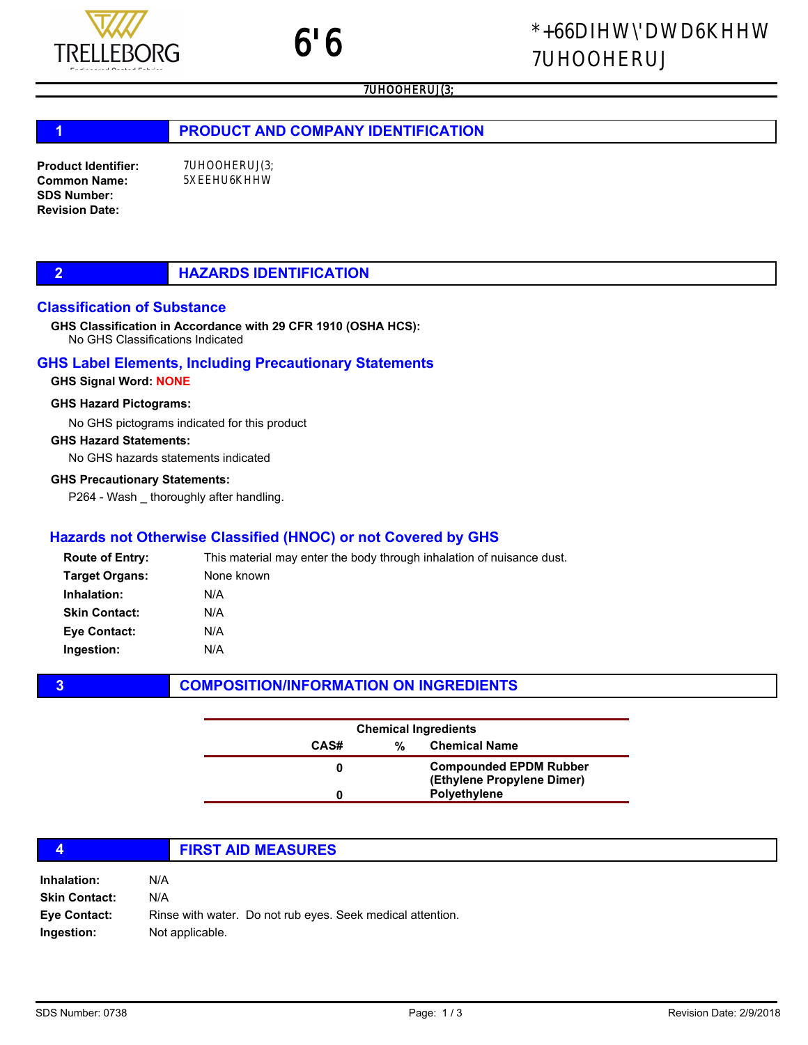## 1 PRODUCT AND COMPANY IDENTIFICATION

**Product Identifier:** 7UHOOHERUJ(3;
**Common Name:** 5XEEHU6KHHW
**SDS Number:**
**Revision Date:**

## 2 HAZARDS IDENTIFICATION

### Classification of Substance

**GHS Classification in Accordance with 29 CFR 1910 (OSHA HCS):**
No GHS Classifications Indicated

### GHS Label Elements, Including Precautionary Statements

**GHS Signal Word:** NONE

**GHS Hazard Pictograms:**

No GHS pictograms indicated for this product

**GHS Hazard Statements:**

No GHS hazards statements indicated

**GHS Precautionary Statements:**

P264 - Wash _ thoroughly after handling.

### Hazards not Otherwise Classified (HNOC) or not Covered by GHS

**Route of Entry:** This material may enter the body through inhalation of nuisance dust.
**Target Organs:** None known
**Inhalation:** N/A
**Skin Contact:** N/A
**Eye Contact:** N/A
**Ingestion:** N/A

## 3 COMPOSITION/INFORMATION ON INGREDIENTS

| Chemical Ingredients | | |
|---|---|---|
| **CAS#** | **%** | **Chemical Name** |
| 0 | | Compounded EPDM Rubber (Ethylene Propylene Dimer) |
| 0 | | Polyethylene |

## 4 FIRST AID MEASURES

**Inhalation:** N/A
**Skin Contact:** N/A
**Eye Contact:** Rinse with water. Do not rub eyes. Seek medical attention.
**Ingestion:** Not applicable.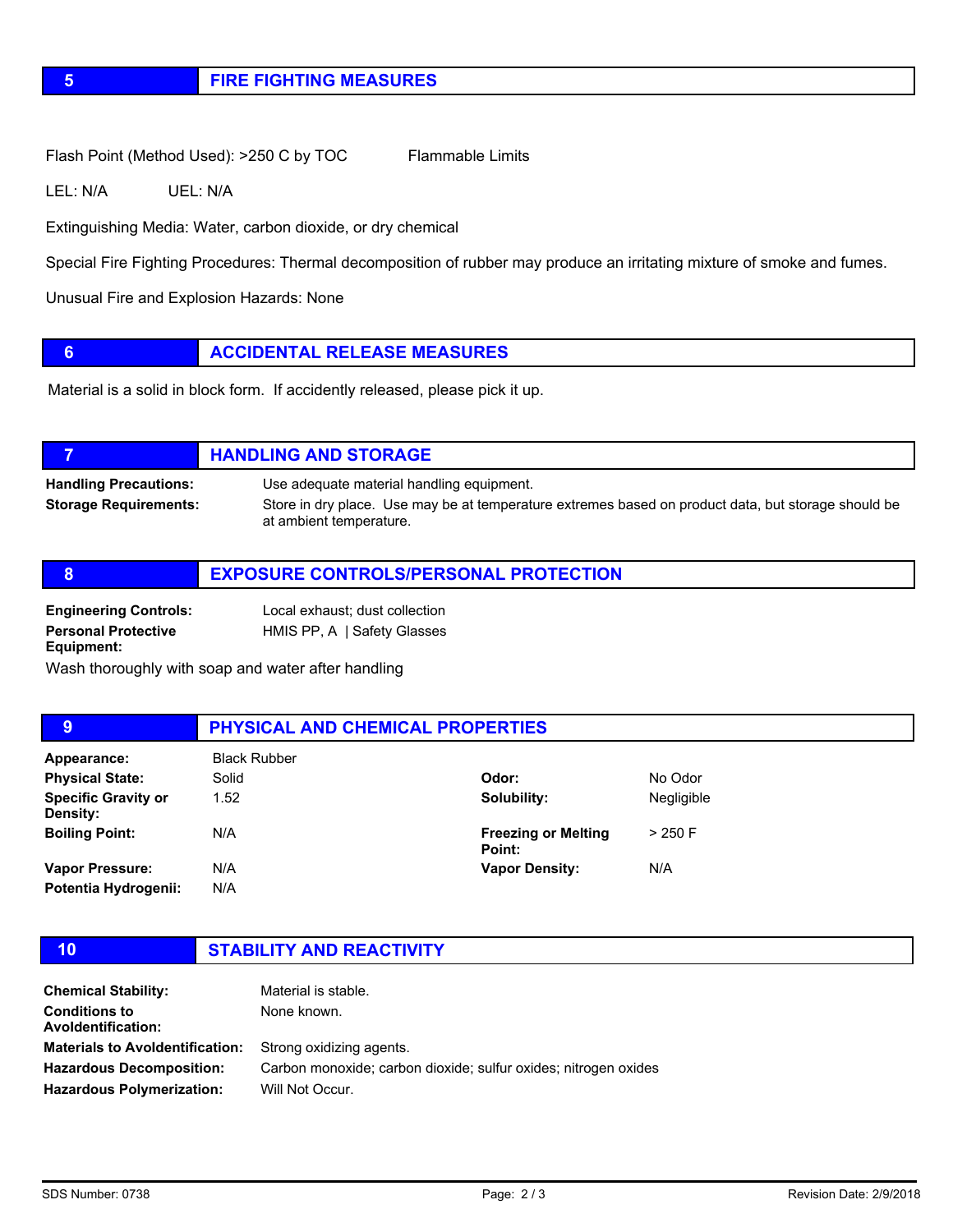## 5 FIRE FIGHTING MEASURES

Flash Point (Method Used): >250 C by TOC    Flammable Limits

LEL: N/A    UEL: N/A

Extinguishing Media: Water, carbon dioxide, or dry chemical

Special Fire Fighting Procedures: Thermal decomposition of rubber may produce an irritating mixture of smoke and fumes.

Unusual Fire and Explosion Hazards: None

## 6 ACCIDENTAL RELEASE MEASURES

Material is a solid in block form. If accidently released, please pick it up.

## 7 HANDLING AND STORAGE

**Handling Precautions:** Use adequate material handling equipment.

**Storage Requirements:** Store in dry place. Use may be at temperature extremes based on product data, but storage should be at ambient temperature.

## 8 EXPOSURE CONTROLS/PERSONAL PROTECTION

**Engineering Controls:** Local exhaust; dust collection

**Personal Protective Equipment:** HMIS PP, A | Safety Glasses

Wash thoroughly with soap and water after handling

## 9 PHYSICAL AND CHEMICAL PROPERTIES

| | | | |
|---|---|---|---|
| **Appearance:** | Black Rubber | | |
| **Physical State:** | Solid | **Odor:** | No Odor |
| **Specific Gravity or Density:** | 1.52 | **Solubility:** | Negligible |
| **Boiling Point:** | N/A | **Freezing or Melting Point:** | > 250 F |
| **Vapor Pressure:** | N/A | **Vapor Density:** | N/A |
| **Potentia Hydrogenii:** | N/A | | |

## 10 STABILITY AND REACTIVITY

**Chemical Stability:** Material is stable.

**Conditions to AvoIdentification:** None known.

**Materials to AvoIdentification:** Strong oxidizing agents.

**Hazardous Decomposition:** Carbon monoxide; carbon dioxide; sulfur oxides; nitrogen oxides

**Hazardous Polymerization:** Will Not Occur.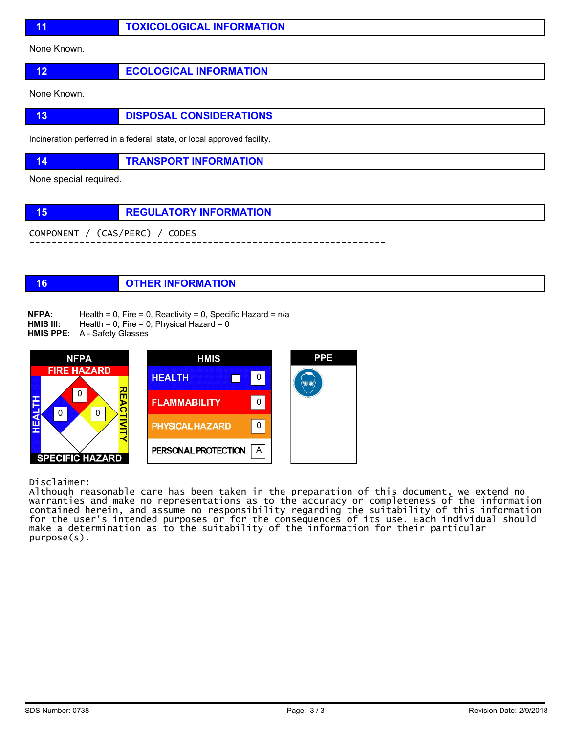## 11 TOXICOLOGICAL INFORMATION

None Known.

## 12 ECOLOGICAL INFORMATION

None Known.

## 13 DISPOSAL CONSIDERATIONS

Incineration perferred in a federal, state, or local approved facility.

## 14 TRANSPORT INFORMATION

None special required.

## 15 REGULATORY INFORMATION

COMPONENT / (CAS/PERC) / CODES
----------------------------------------------------------------

## 16 OTHER INFORMATION

**NFPA:** Health = 0, Fire = 0, Reactivity = 0, Specific Hazard = n/a
**HMIS III:** Health = 0, Fire = 0, Physical Hazard = 0
**HMIS PPE:** A - Safety Glasses

NFPA
FIRE HAZARD 0
HEALTH 0
REACTIVITY 0
SPECIFIC HAZARD

| HMIS | |
|---|---|
| HEALTH | 0 |
| FLAMMABILITY | 0 |
| PHYSICAL HAZARD | 0 |
| PERSONAL PROTECTION | A |

PPE

Disclaimer:
Although reasonable care has been taken in the preparation of this document, we extend no warranties and make no representations as to the accuracy or completeness of the information contained herein, and assume no responsibility regarding the suitability of this information for the user's intended purposes or for the consequences of its use. Each individual should make a determination as to the suitability of the information for their particular purpose(s).

SDS Number: 0738 Revision Date: 2/9/2018